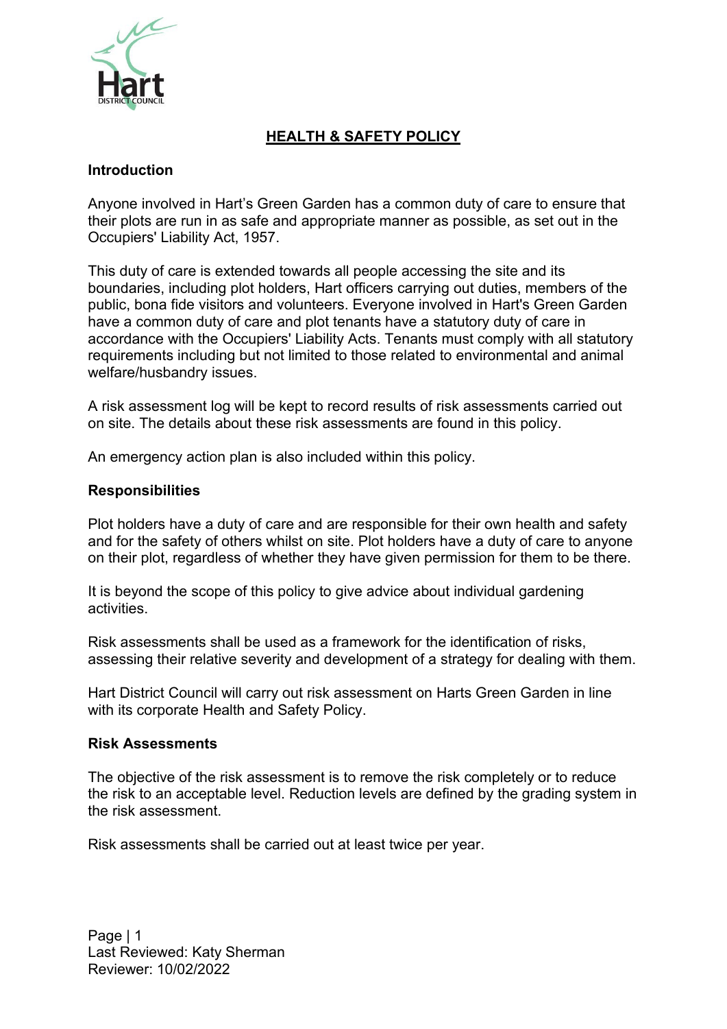# HEALTH & SAFETY POLICY

## Introduction

Anyone involved in Hart's Green Garden has a common duty of care to ensure that their plots are run in as safe and appropriate manner as possible, as set out in the Occupiers' Liability Act, 1957.

This duty of care is extended towards all people accessing the site and its boundaries, including plot holders, Hart officers carrying out duties, members of the public, bona fide visitors and volunteers. Everyone involved in Hart's Green Garden have a common duty of care and plot tenants have a statutory duty of care in accordance with the Occupiers' Liability Acts. Tenants must comply with all statutory requirements including but not limited to those related to environmental and animal welfare/husbandry issues.

A risk assessment log will be kept to record results of risk assessments carried out on site. The details about these risk assessments are found in this policy.

An emergency action plan is also included within this policy.

## Responsibilities

Plot holders have a duty of care and are responsible for their own health and safety and for the safety of others whilst on site. Plot holders have a duty of care to anyone on their plot, regardless of whether they have given permission for them to be there.

It is beyond the scope of this policy to give advice about individual gardening activities.

Risk assessments shall be used as a framework for the identification of risks, assessing their relative severity and development of a strategy for dealing with them.

Hart District Council will carry out risk assessment on Harts Green Garden in line with its corporate Health and Safety Policy.

## Risk Assessments

The objective of the risk assessment is to remove the risk completely or to reduce the risk to an acceptable level. Reduction levels are defined by the grading system in the risk assessment.

Risk assessments shall be carried out at least twice per year.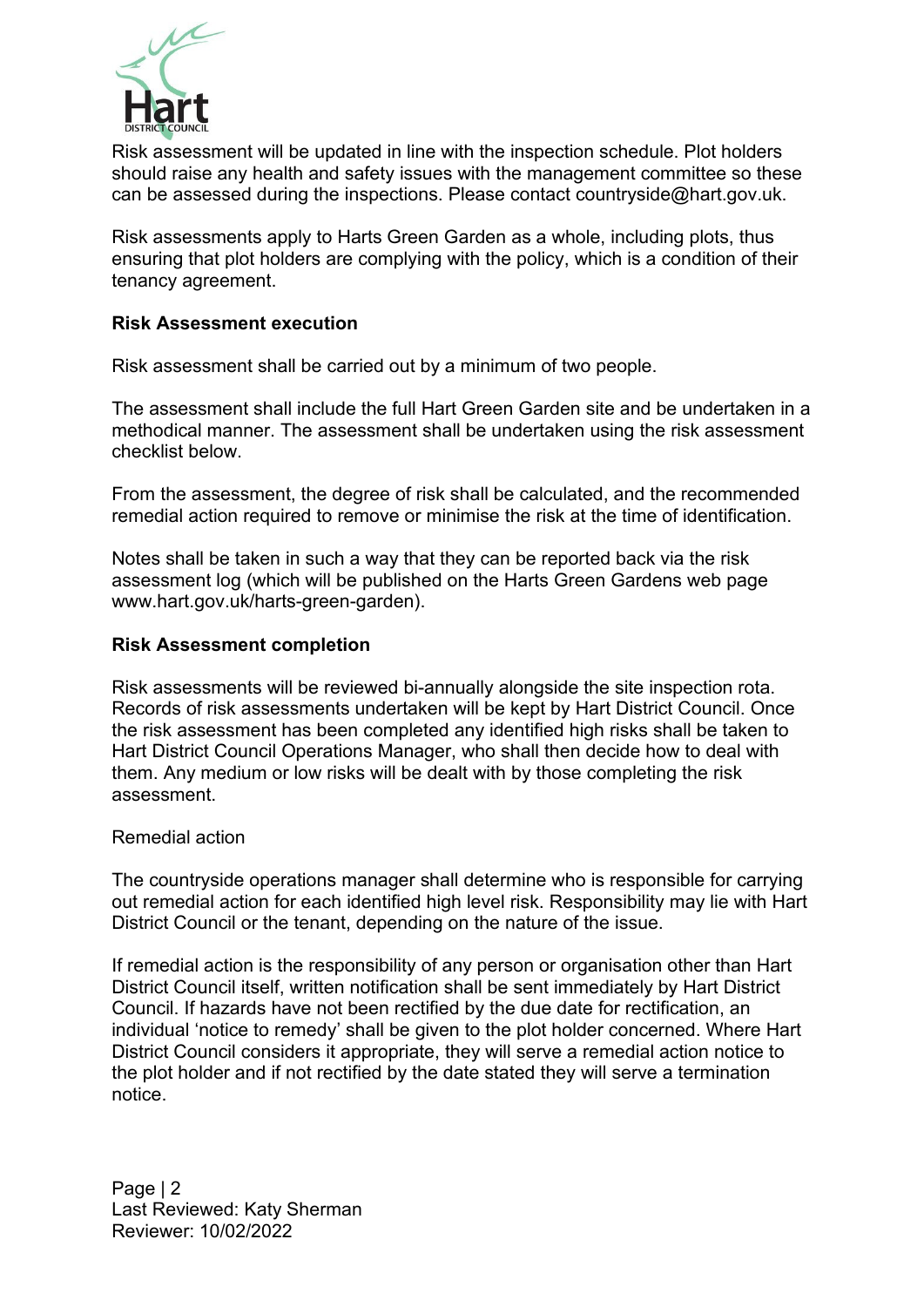Risk assessment will be updated in line with the inspection schedule. Plot holders should raise any health and safety issues with the management committee so these can be assessed during the inspections. Please contact countryside@hart.gov.uk.

Risk assessments apply to Harts Green Garden as a whole, including plots, thus ensuring that plot holders are complying with the policy, which is a condition of their tenancy agreement.

**Risk Assessment execution**

Risk assessment shall be carried out by a minimum of two people.

The assessment shall include the full Hart Green Garden site and be undertaken in a methodical manner. The assessment shall be undertaken using the risk assessment checklist below.

From the assessment, the degree of risk shall be calculated, and the recommended remedial action required to remove or minimise the risk at the time of identification.

Notes shall be taken in such a way that they can be reported back via the risk assessment log (which will be published on the Harts Green Gardens web page www.hart.gov.uk/harts-green-garden).

**Risk Assessment completion**

Risk assessments will be reviewed bi-annually alongside the site inspection rota. Records of risk assessments undertaken will be kept by Hart District Council. Once the risk assessment has been completed any identified high risks shall be taken to Hart District Council Operations Manager, who shall then decide how to deal with them. Any medium or low risks will be dealt with by those completing the risk assessment.

Remedial action

The countryside operations manager shall determine who is responsible for carrying out remedial action for each identified high level risk. Responsibility may lie with Hart District Council or the tenant, depending on the nature of the issue.

If remedial action is the responsibility of any person or organisation other than Hart District Council itself, written notification shall be sent immediately by Hart District Council. If hazards have not been rectified by the due date for rectification, an individual 'notice to remedy' shall be given to the plot holder concerned. Where Hart District Council considers it appropriate, they will serve a remedial action notice to the plot holder and if not rectified by the date stated they will serve a termination notice.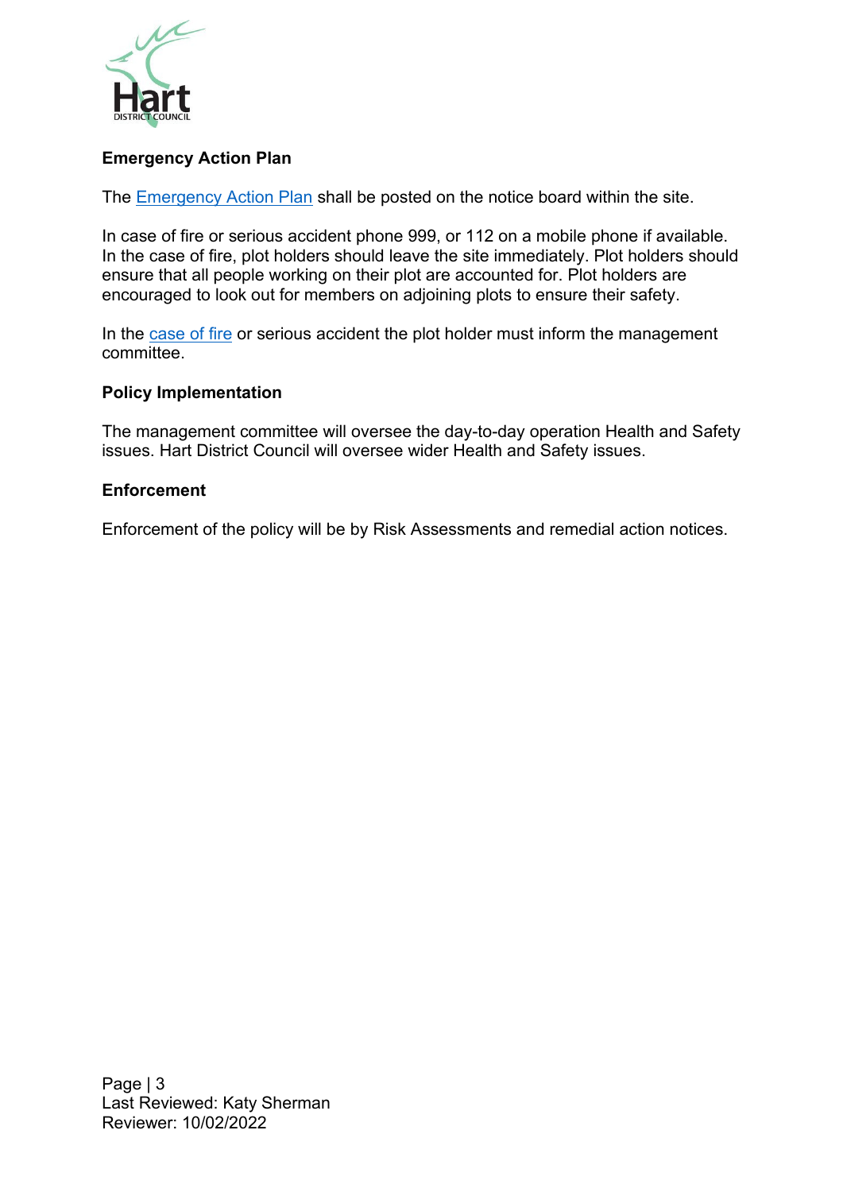## Emergency Action Plan

The Emergency Action Plan shall be posted on the notice board within the site.

In case of fire or serious accident phone 999, or 112 on a mobile phone if available. In the case of fire, plot holders should leave the site immediately. Plot holders should ensure that all people working on their plot are accounted for. Plot holders are encouraged to look out for members on adjoining plots to ensure their safety.

In the case of fire or serious accident the plot holder must inform the management committee.

## Policy Implementation

The management committee will oversee the day-to-day operation Health and Safety issues. Hart District Council will oversee wider Health and Safety issues.

## Enforcement

Enforcement of the policy will be by Risk Assessments and remedial action notices.

Last Reviewed: Katy Sherman
Reviewer: 10/02/2022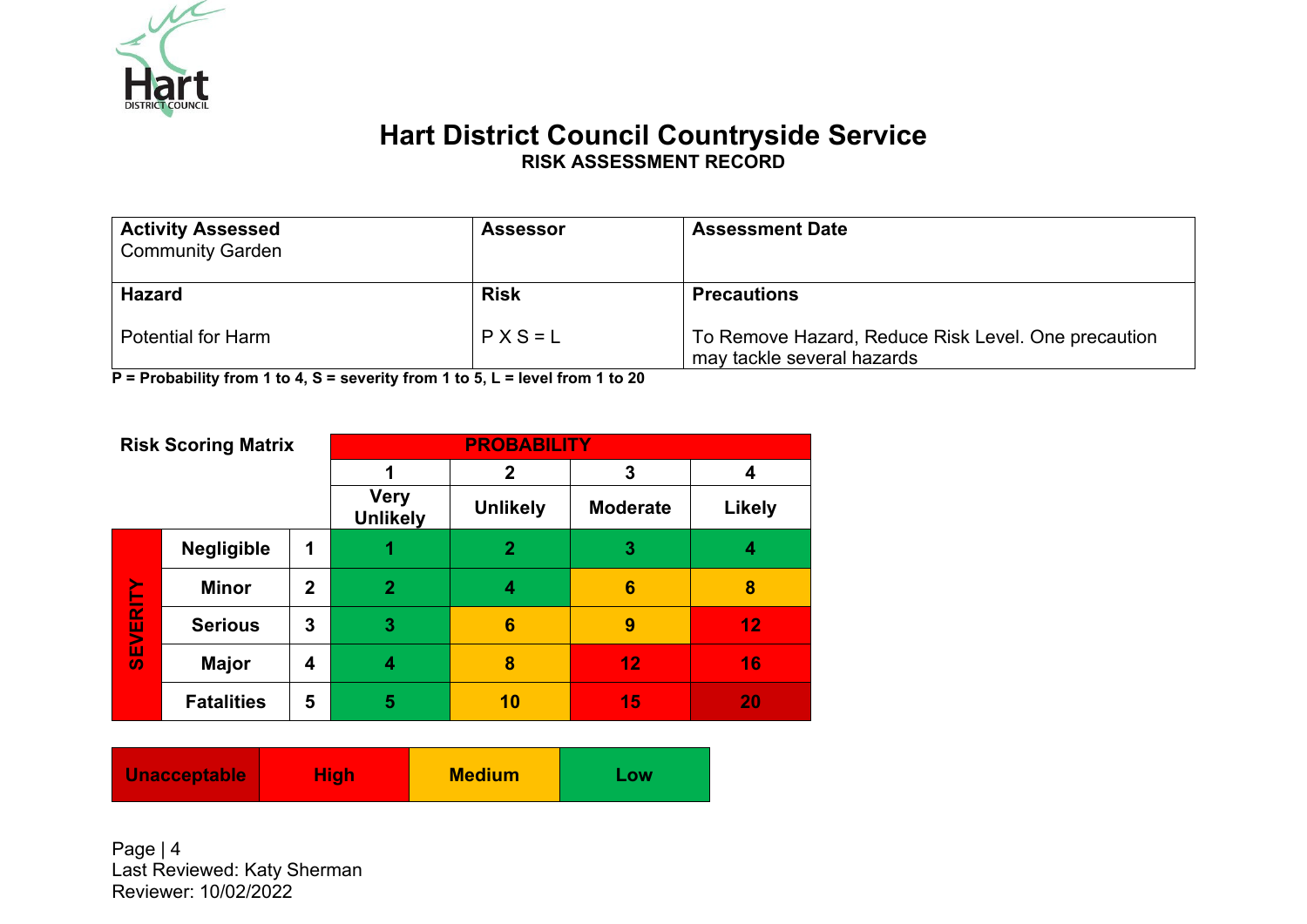# Hart District Council Countryside Service

## RISK ASSESSMENT RECORD

| **Activity Assessed**<br>Community Garden | **Assessor** | **Assessment Date** |
|---|---|---|
| **Hazard**<br><br>Potential for Harm | **Risk**<br><br>P X S = L | **Precautions**<br><br>To Remove Hazard, Reduce Risk Level. One precaution may tackle several hazards |

**P = Probability from 1 to 4, S = severity from 1 to 5, L = level from 1 to 20**

**Risk Scoring Matrix**

| | | | **PROBABILITY** | | | |
|---|---|---|---|---|---|---|
| | | | **1** | **2** | **3** | **4** |
| | | | **Very Unlikely** | **Unlikely** | **Moderate** | **Likely** |
| **SEVERITY** | **Negligible** | **1** | 1 | 2 | 3 | 4 |
| | **Minor** | **2** | 2 | 4 | 6 | 8 |
| | **Serious** | **3** | 3 | 6 | 9 | 12 |
| | **Major** | **4** | 4 | 8 | 12 | 16 |
| | **Fatalities** | **5** | 5 | 10 | 15 | 20 |

| **Unacceptable** | **High** | **Medium** | **Low** |
|---|---|---|---|

Last Reviewed: Katy Sherman
Reviewer: 10/02/2022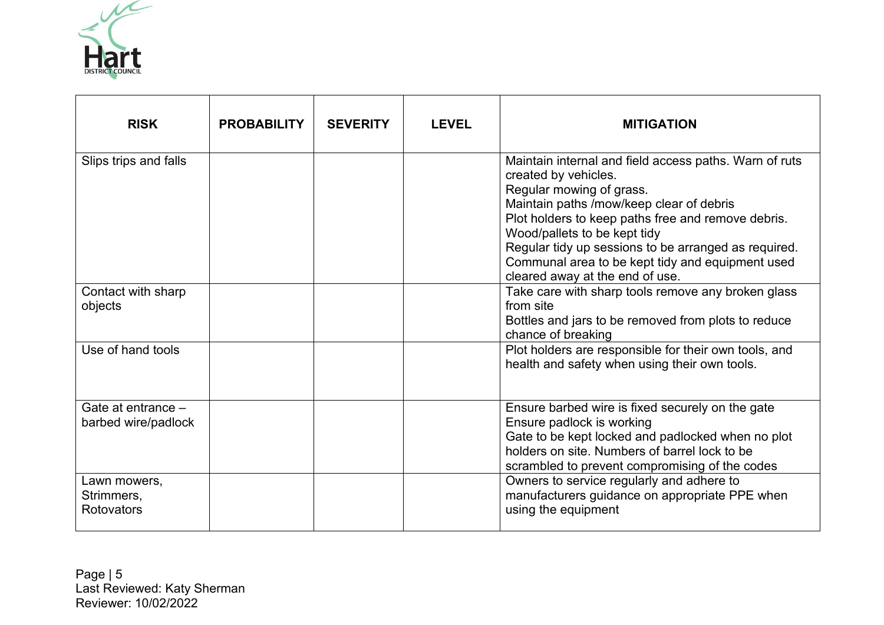| RISK | PROBABILITY | SEVERITY | LEVEL | MITIGATION |
|---|---|---|---|---|
| Slips trips and falls | | | | Maintain internal and field access paths. Warn of ruts created by vehicles.<br>Regular mowing of grass.<br>Maintain paths /mow/keep clear of debris<br>Plot holders to keep paths free and remove debris.<br>Wood/pallets to be kept tidy<br>Regular tidy up sessions to be arranged as required.<br>Communal area to be kept tidy and equipment used cleared away at the end of use. |
| Contact with sharp objects | | | | Take care with sharp tools remove any broken glass from site<br>Bottles and jars to be removed from plots to reduce chance of breaking |
| Use of hand tools | | | | Plot holders are responsible for their own tools, and health and safety when using their own tools. |
| Gate at entrance – barbed wire/padlock | | | | Ensure barbed wire is fixed securely on the gate<br>Ensure padlock is working<br>Gate to be kept locked and padlocked when no plot holders on site. Numbers of barrel lock to be scrambled to prevent compromising of the codes |
| Lawn mowers, Strimmers, Rotovators | | | | Owners to service regularly and adhere to manufacturers guidance on appropriate PPE when using the equipment |

Last Reviewed: Katy Sherman
Reviewer: 10/02/2022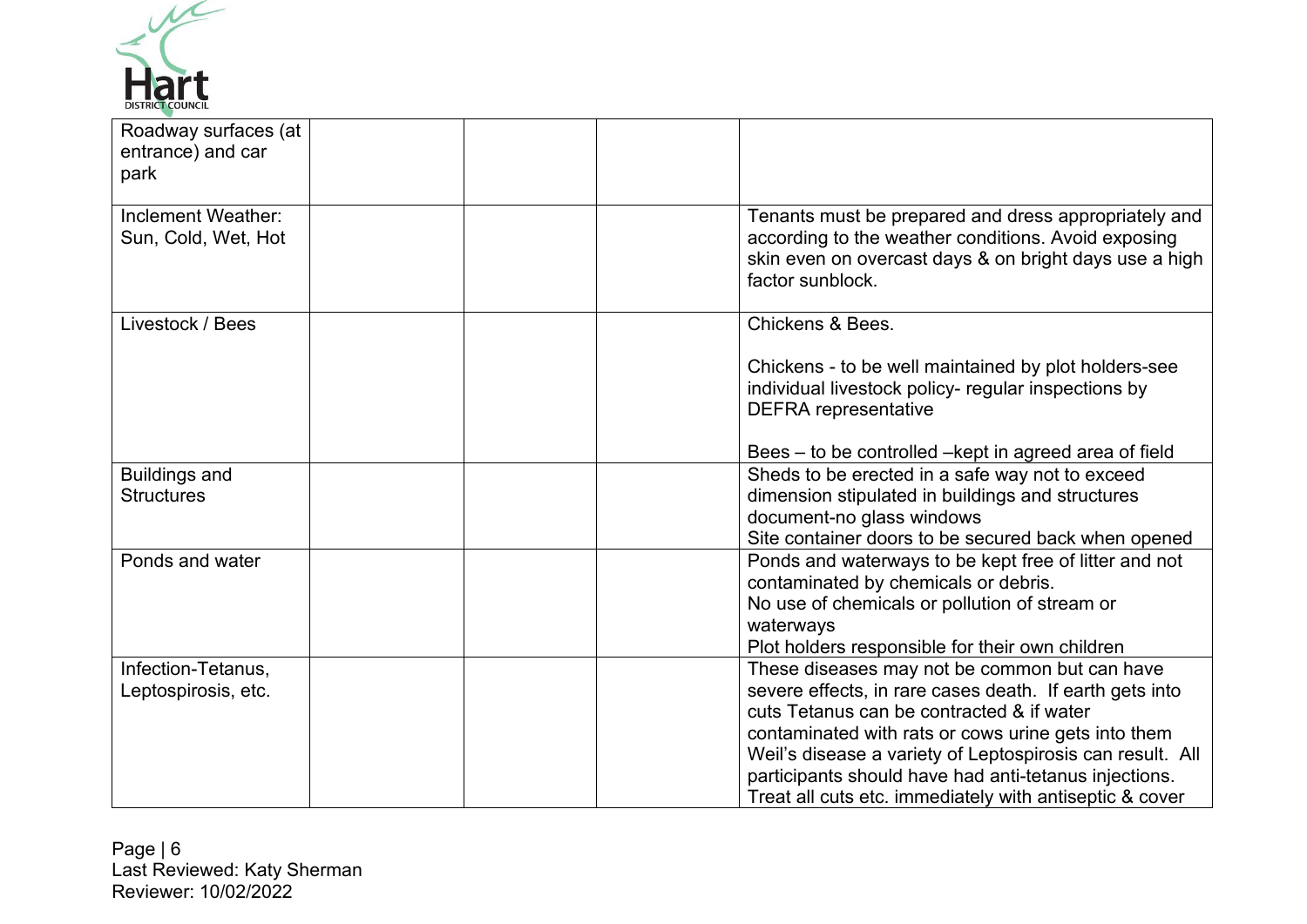| | | | | |
|---|---|---|---|---|
| Roadway surfaces (at entrance) and car park | | | | |
| Inclement Weather: Sun, Cold, Wet, Hot | | | | Tenants must be prepared and dress appropriately and according to the weather conditions. Avoid exposing skin even on overcast days & on bright days use a high factor sunblock. |
| Livestock / Bees | | | | Chickens & Bees.<br><br>Chickens - to be well maintained by plot holders-see individual livestock policy- regular inspections by DEFRA representative<br><br>Bees – to be controlled –kept in agreed area of field |
| Buildings and Structures | | | | Sheds to be erected in a safe way not to exceed dimension stipulated in buildings and structures document-no glass windows<br>Site container doors to be secured back when opened |
| Ponds and water | | | | Ponds and waterways to be kept free of litter and not contaminated by chemicals or debris.<br>No use of chemicals or pollution of stream or waterways<br>Plot holders responsible for their own children |
| Infection-Tetanus, Leptospirosis, etc. | | | | These diseases may not be common but can have severe effects, in rare cases death. If earth gets into cuts Tetanus can be contracted & if water contaminated with rats or cows urine gets into them Weil's disease a variety of Leptospirosis can result. All participants should have had anti-tetanus injections. Treat all cuts etc. immediately with antiseptic & cover |

Last Reviewed: Katy Sherman
Reviewer: 10/02/2022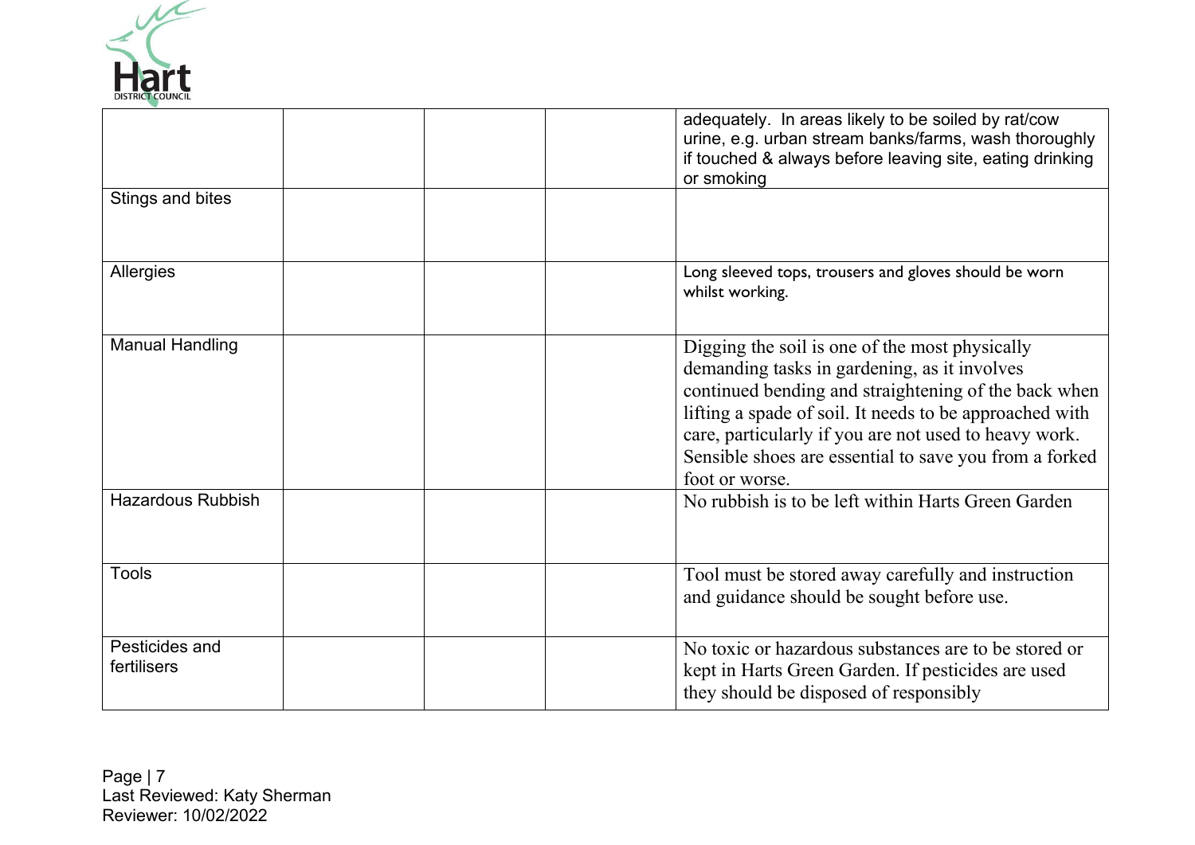| | | | | |
|---|---|---|---|---|
| | | | | adequately. In areas likely to be soiled by rat/cow urine, e.g. urban stream banks/farms, wash thoroughly if touched & always before leaving site, eating drinking or smoking |
| Stings and bites | | | | |
| Allergies | | | | Long sleeved tops, trousers and gloves should be worn whilst working. |
| Manual Handling | | | | Digging the soil is one of the most physically demanding tasks in gardening, as it involves continued bending and straightening of the back when lifting a spade of soil. It needs to be approached with care, particularly if you are not used to heavy work. Sensible shoes are essential to save you from a forked foot or worse. |
| Hazardous Rubbish | | | | No rubbish is to be left within Harts Green Garden |
| Tools | | | | Tool must be stored away carefully and instruction and guidance should be sought before use. |
| Pesticides and fertilisers | | | | No toxic or hazardous substances are to be stored or kept in Harts Green Garden. If pesticides are used they should be disposed of responsibly |

Last Reviewed: Katy Sherman
Reviewer: 10/02/2022